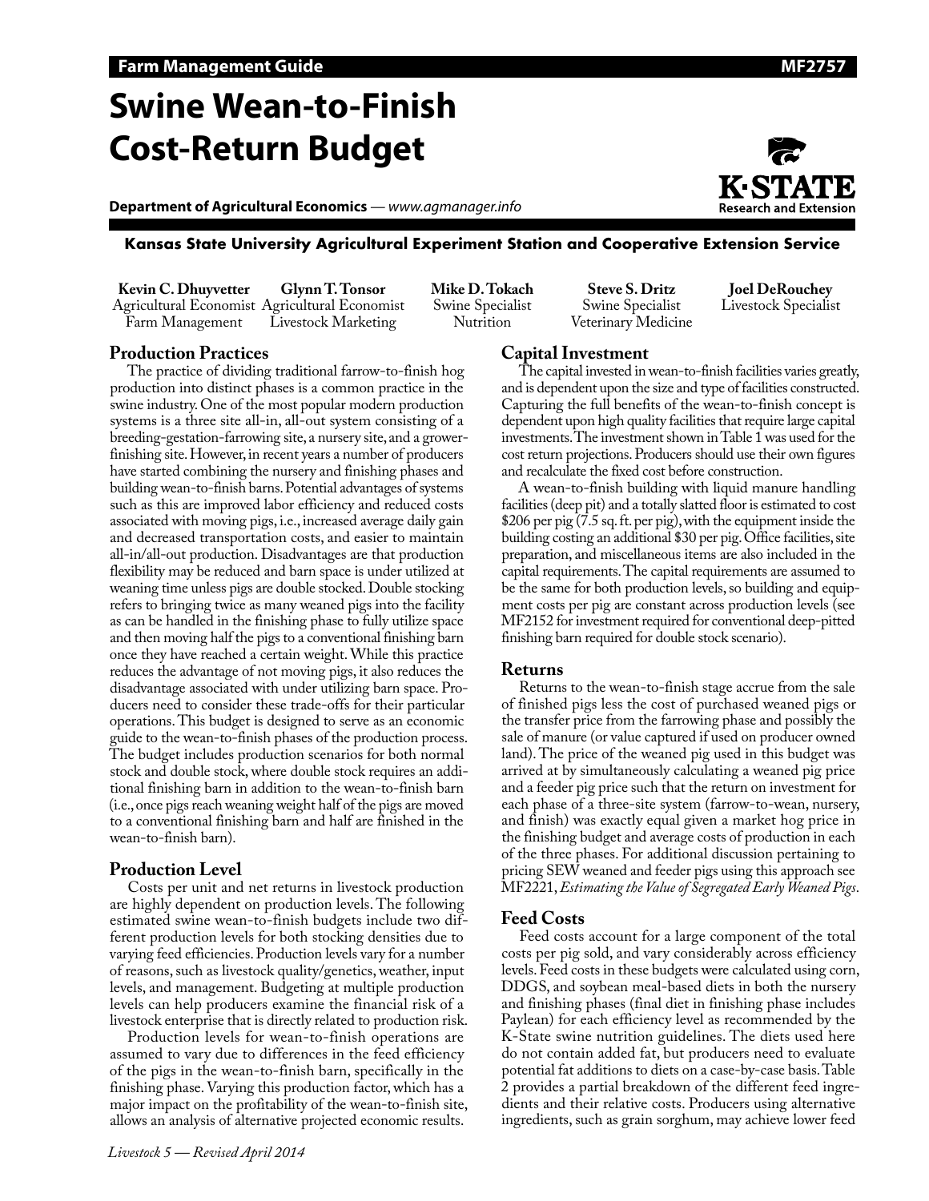**Farm Management Guide** MF2757

# Swine Wean-to-Finish Cost-Return Budget

**Department of Agricultural Economics** — *www.agmanager.info*

K-STATE Research and Extension

**Kansas State University Agricultural Experiment Station and Cooperative Extension Service**

| **Kevin C. Dhuyvetter** | **Glynn T. Tonsor** | **Mike D. Tokach** | **Steve S. Dritz** | **Joel DeRouchey** |
|---|---|---|---|---|
| Agricultural Economist | Agricultural Economist | Swine Specialist | Swine Specialist | Livestock Specialist |
| Farm Management | Livestock Marketing | Nutrition | Veterinary Medicine | |

## Production Practices

The practice of dividing traditional farrow-to-finish hog production into distinct phases is a common practice in the swine industry. One of the most popular modern production systems is a three site all-in, all-out system consisting of a breeding-gestation-farrowing site, a nursery site, and a grower-finishing site. However, in recent years a number of producers have started combining the nursery and finishing phases and building wean-to-finish barns. Potential advantages of systems such as this are improved labor efficiency and reduced costs associated with moving pigs, i.e., increased average daily gain and decreased transportation costs, and easier to maintain all-in/all-out production. Disadvantages are that production flexibility may be reduced and barn space is under utilized at weaning time unless pigs are double stocked. Double stocking refers to bringing twice as many weaned pigs into the facility as can be handled in the finishing phase to fully utilize space and then moving half the pigs to a conventional finishing barn once they have reached a certain weight. While this practice reduces the advantage of not moving pigs, it also reduces the disadvantage associated with under utilizing barn space. Producers need to consider these trade-offs for their particular operations. This budget is designed to serve as an economic guide to the wean-to-finish phases of the production process. The budget includes production scenarios for both normal stock and double stock, where double stock requires an additional finishing barn in addition to the wean-to-finish barn (i.e., once pigs reach weaning weight half of the pigs are moved to a conventional finishing barn and half are finished in the wean-to-finish barn).

## Production Level

Costs per unit and net returns in livestock production are highly dependent on production levels. The following estimated swine wean-to-finish budgets include two different production levels for both stocking densities due to varying feed efficiencies. Production levels vary for a number of reasons, such as livestock quality/genetics, weather, input levels, and management. Budgeting at multiple production levels can help producers examine the financial risk of a livestock enterprise that is directly related to production risk.

Production levels for wean-to-finish operations are assumed to vary due to differences in the feed efficiency of the pigs in the wean-to-finish barn, specifically in the finishing phase. Varying this production factor, which has a major impact on the profitability of the wean-to-finish site, allows an analysis of alternative projected economic results.

## Capital Investment

The capital invested in wean-to-finish facilities varies greatly, and is dependent upon the size and type of facilities constructed. Capturing the full benefits of the wean-to-finish concept is dependent upon high quality facilities that require large capital investments. The investment shown in Table 1 was used for the cost return projections. Producers should use their own figures and recalculate the fixed cost before construction.

A wean-to-finish building with liquid manure handling facilities (deep pit) and a totally slatted floor is estimated to cost $206 per pig (7.5 sq. ft. per pig), with the equipment inside the building costing an additional $30 per pig. Office facilities, site preparation, and miscellaneous items are also included in the capital requirements. The capital requirements are assumed to be the same for both production levels, so building and equipment costs per pig are constant across production levels (see MF2152 for investment required for conventional deep-pitted finishing barn required for double stock scenario).

## Returns

Returns to the wean-to-finish stage accrue from the sale of finished pigs less the cost of purchased weaned pigs or the transfer price from the farrowing phase and possibly the sale of manure (or value captured if used on producer owned land). The price of the weaned pig used in this budget was arrived at by simultaneously calculating a weaned pig price and a feeder pig price such that the return on investment for each phase of a three-site system (farrow-to-wean, nursery, and finish) was exactly equal given a market hog price in the finishing budget and average costs of production in each of the three phases. For additional discussion pertaining to pricing SEW weaned and feeder pigs using this approach see MF2221, *Estimating the Value of Segregated Early Weaned Pigs*.

## Feed Costs

Feed costs account for a large component of the total costs per pig sold, and vary considerably across efficiency levels. Feed costs in these budgets were calculated using corn, DDGS, and soybean meal-based diets in both the nursery and finishing phases (final diet in finishing phase includes Paylean) for each efficiency level as recommended by the K-State swine nutrition guidelines. The diets used here do not contain added fat, but producers need to evaluate potential fat additions to diets on a case-by-case basis. Table 2 provides a partial breakdown of the different feed ingredients and their relative costs. Producers using alternative ingredients, such as grain sorghum, may achieve lower feed

*Livestock 5 — Revised April 2014*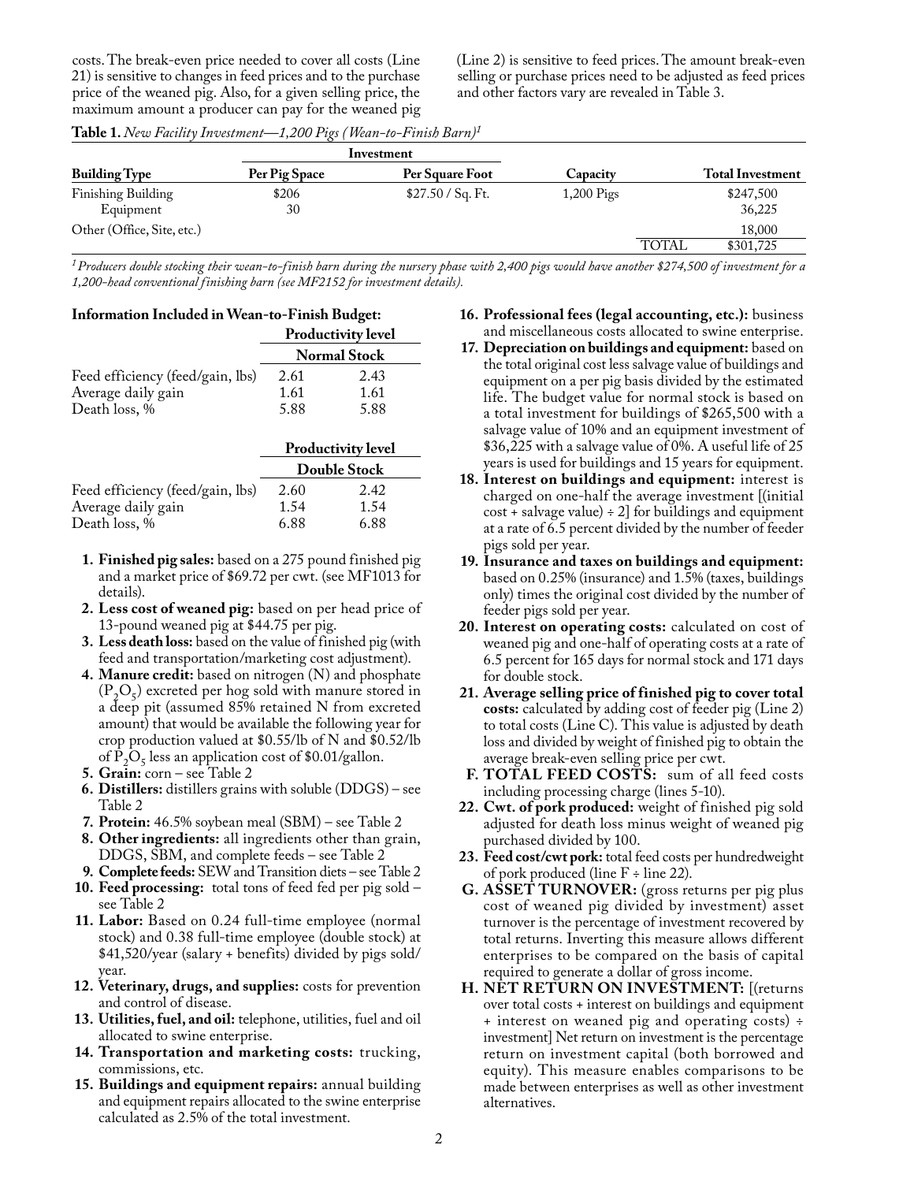costs. The break-even price needed to cover all costs (Line 21) is sensitive to changes in feed prices and to the purchase price of the weaned pig. Also, for a given selling price, the maximum amount a producer can pay for the weaned pig (Line 2) is sensitive to feed prices. The amount break-even selling or purchase prices need to be adjusted as feed prices and other factors vary are revealed in Table 3.

**Table 1.** *New Facility Investment—1,200 Pigs (Wean-to-Finish Barn)*[1]

| | Investment | | | |
|---|---|---|---|---|
| **Building Type** | **Per Pig Space** | **Per Square Foot** | **Capacity** | **Total Investment** |
| Finishing Building | $206 | $27.50 / Sq. Ft. | 1,200 Pigs | $247,500 |
| Equipment | 30 | | | 36,225 |
| Other (Office, Site, etc.) | | | | 18,000 |
| | | | TOTAL | $301,725 |

*[1] Producers double stocking their wean-to-finish barn during the nursery phase with 2,400 pigs would have another $274,500 of investment for a 1,200-head conventional finishing barn (see MF2152 for investment details).*

**Information Included in Wean-to-Finish Budget:**

| | Productivity level | |
|---|---|---|
| | **Normal Stock** | |
| Feed efficiency (feed/gain, lbs) | 2.61 | 2.43 |
| Average daily gain | 1.61 | 1.61 |
| Death loss, % | 5.88 | 5.88 |

| | Productivity level | |
|---|---|---|
| | **Double Stock** | |
| Feed efficiency (feed/gain, lbs) | 2.60 | 2.42 |
| Average daily gain | 1.54 | 1.54 |
| Death loss, % | 6.88 | 6.88 |

1. **Finished pig sales:** based on a 275 pound finished pig and a market price of $69.72 per cwt. (see MF1013 for details).
2. **Less cost of weaned pig:** based on per head price of 13-pound weaned pig at $44.75 per pig.
3. **Less death loss:** based on the value of finished pig (with feed and transportation/marketing cost adjustment).
4. **Manure credit:** based on nitrogen (N) and phosphate ($P_2O_5$) excreted per hog sold with manure stored in a deep pit (assumed 85% retained N from excreted amount) that would be available the following year for crop production valued at $0.55/lb of N and $0.52/lb of $P_2O_5$ less an application cost of $0.01/gallon.
5. **Grain:** corn – see Table 2
6. **Distillers:** distillers grains with soluble (DDGS) – see Table 2
7. **Protein:** 46.5% soybean meal (SBM) – see Table 2
8. **Other ingredients:** all ingredients other than grain, DDGS, SBM, and complete feeds – see Table 2
9. **Complete feeds:** SEW and Transition diets – see Table 2
10. **Feed processing:** total tons of feed fed per pig sold – see Table 2
11. **Labor:** Based on 0.24 full-time employee (normal stock) and 0.38 full-time employee (double stock) at $41,520/year (salary + benefits) divided by pigs sold/year.
12. **Veterinary, drugs, and supplies:** costs for prevention and control of disease.
13. **Utilities, fuel, and oil:** telephone, utilities, fuel and oil allocated to swine enterprise.
14. **Transportation and marketing costs:** trucking, commissions, etc.
15. **Buildings and equipment repairs:** annual building and equipment repairs allocated to the swine enterprise calculated as 2.5% of the total investment.
16. **Professional fees (legal accounting, etc.):** business and miscellaneous costs allocated to swine enterprise.
17. **Depreciation on buildings and equipment:** based on the total original cost less salvage value of buildings and equipment on a per pig basis divided by the estimated life. The budget value for normal stock is based on a total investment for buildings of $265,500 with a salvage value of 10% and an equipment investment of $36,225 with a salvage value of 0%. A useful life of 25 years is used for buildings and 15 years for equipment.
18. **Interest on buildings and equipment:** interest is charged on one-half the average investment [(initial cost + salvage value) ÷ 2] for buildings and equipment at a rate of 6.5 percent divided by the number of feeder pigs sold per year.
19. **Insurance and taxes on buildings and equipment:** based on 0.25% (insurance) and 1.5% (taxes, buildings only) times the original cost divided by the number of feeder pigs sold per year.
20. **Interest on operating costs:** calculated on cost of weaned pig and one-half of operating costs at a rate of 6.5 percent for 165 days for normal stock and 171 days for double stock.
21. **Average selling price of finished pig to cover total costs:** calculated by adding cost of feeder pig (Line 2) to total costs (Line C). This value is adjusted by death loss and divided by weight of finished pig to obtain the average break-even selling price per cwt.

F. **TOTAL FEED COSTS:** sum of all feed costs including processing charge (lines 5-10).

22. **Cwt. of pork produced:** weight of finished pig sold adjusted for death loss minus weight of weaned pig purchased divided by 100.
23. **Feed cost/cwt pork:** total feed costs per hundredweight of pork produced (line F ÷ line 22).

G. **ASSET TURNOVER:** (gross returns per pig plus cost of weaned pig divided by investment) asset turnover is the percentage of investment recovered by total returns. Inverting this measure allows different enterprises to be compared on the basis of capital required to generate a dollar of gross income.

H. **NET RETURN ON INVESTMENT:** [(returns over total costs + interest on buildings and equipment + interest on weaned pig and operating costs) ÷ investment] Net return on investment is the percentage return on investment capital (both borrowed and equity). This measure enables comparisons to be made between enterprises as well as other investment alternatives.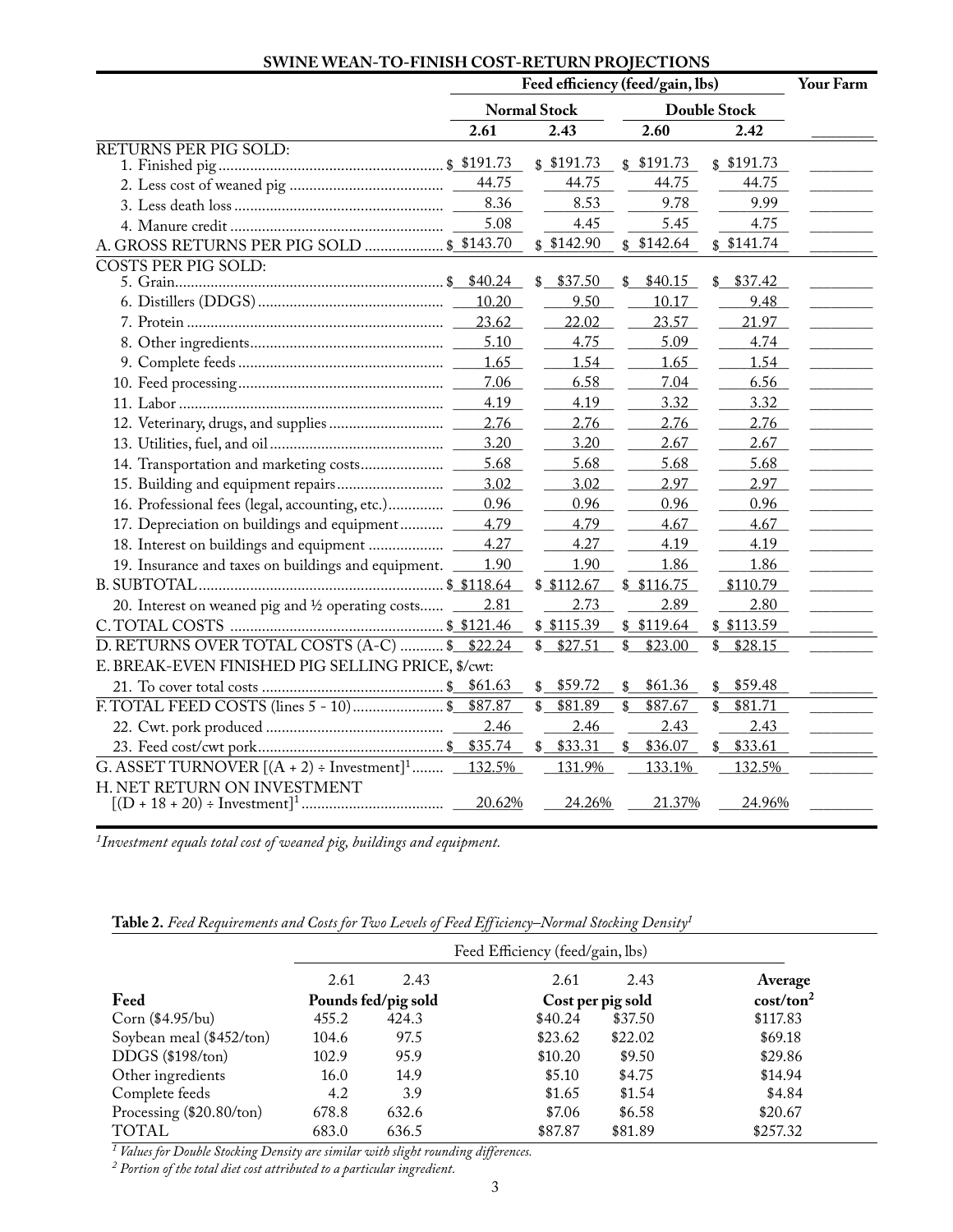## SWINE WEAN-TO-FINISH COST-RETURN PROJECTIONS

| | Feed efficiency (feed/gain, lbs) | | | | Your Farm |
|---|---|---|---|---|---|
| | Normal Stock | | Double Stock | | |
| | 2.61 | 2.43 | 2.60 | 2.42 | ________ |
| RETURNS PER PIG SOLD: | | | | | |
| 1. Finished pig | $ $191.73 | $ $191.73 | $ $191.73 | $ $191.73 | ________ |
| 2. Less cost of weaned pig | 44.75 | 44.75 | 44.75 | 44.75 | ________ |
| 3. Less death loss | 8.36 | 8.53 | 9.78 | 9.99 | ________ |
| 4. Manure credit | 5.08 | 4.45 | 5.45 | 4.75 | ________ |
| A. GROSS RETURNS PER PIG SOLD | $ $143.70 | $ $142.90 | $ $142.64 | $ $141.74 | ________ |
| COSTS PER PIG SOLD: | | | | | |
| 5. Grain | $ $40.24 | $ $37.50 | $ $40.15 | $ $37.42 | ________ |
| 6. Distillers (DDGS) | 10.20 | 9.50 | 10.17 | 9.48 | ________ |
| 7. Protein | 23.62 | 22.02 | 23.57 | 21.97 | ________ |
| 8. Other ingredients | 5.10 | 4.75 | 5.09 | 4.74 | ________ |
| 9. Complete feeds | 1.65 | 1.54 | 1.65 | 1.54 | ________ |
| 10. Feed processing | 7.06 | 6.58 | 7.04 | 6.56 | ________ |
| 11. Labor | 4.19 | 4.19 | 3.32 | 3.32 | ________ |
| 12. Veterinary, drugs, and supplies | 2.76 | 2.76 | 2.76 | 2.76 | ________ |
| 13. Utilities, fuel, and oil | 3.20 | 3.20 | 2.67 | 2.67 | ________ |
| 14. Transportation and marketing costs | 5.68 | 5.68 | 5.68 | 5.68 | ________ |
| 15. Building and equipment repairs | 3.02 | 3.02 | 2.97 | 2.97 | ________ |
| 16. Professional fees (legal, accounting, etc.) | 0.96 | 0.96 | 0.96 | 0.96 | ________ |
| 17. Depreciation on buildings and equipment | 4.79 | 4.79 | 4.67 | 4.67 | ________ |
| 18. Interest on buildings and equipment | 4.27 | 4.27 | 4.19 | 4.19 | ________ |
| 19. Insurance and taxes on buildings and equipment. | 1.90 | 1.90 | 1.86 | 1.86 | ________ |
| B. SUBTOTAL | $ $118.64 | $ $112.67 | $ $116.75 | $110.79 | ________ |
| 20. Interest on weaned pig and ½ operating costs | 2.81 | 2.73 | 2.89 | 2.80 | ________ |
| C. TOTAL COSTS | $ $121.46 | $ $115.39 | $ $119.64 | $ $113.59 | ________ |
| D. RETURNS OVER TOTAL COSTS (A-C) | $ $22.24 | $ $27.51 | $ $23.00 | $ $28.15 | ________ |
| E. BREAK-EVEN FINISHED PIG SELLING PRICE, $/cwt: | | | | | |
| 21. To cover total costs | $ $61.63 | $ $59.72 | $ $61.36 | $ $59.48 | ________ |
| F. TOTAL FEED COSTS (lines 5 - 10) | $ $87.87 | $ $81.89 | $ $87.67 | $ $81.71 | ________ |
| 22. Cwt. pork produced | 2.46 | 2.46 | 2.43 | 2.43 | ________ |
| 23. Feed cost/cwt pork | $ $35.74 | $ $33.31 | $ $36.07 | $ $33.61 | ________ |
| G. ASSET TURNOVER [(A + 2) ÷ Investment][1] | 132.5% | 131.9% | 133.1% | 132.5% | ________ |
| H. NET RETURN ON INVESTMENT [(D + 18 + 20) ÷ Investment][1] | 20.62% | 24.26% | 21.37% | 24.96% | ________ |

*[1]Investment equals total cost of weaned pig, buildings and equipment.*

**Table 2.** *Feed Requirements and Costs for Two Levels of Feed Efficiency–Normal Stocking Density[1]*

| | Feed Efficiency (feed/gain, lbs) | | | | |
|---|---|---|---|---|---|
| | 2.61 | 2.43 | 2.61 | 2.43 | Average |
| Feed | Pounds fed/pig sold | | Cost per pig sold | | cost/ton[2] |
| Corn ($4.95/bu) | 455.2 | 424.3 | $40.24 | $37.50 | $117.83 |
| Soybean meal ($452/ton) | 104.6 | 97.5 | $23.62 | $22.02 | $69.18 |
| DDGS ($198/ton) | 102.9 | 95.9 | $10.20 | $9.50 | $29.86 |
| Other ingredients | 16.0 | 14.9 | $5.10 | $4.75 | $14.94 |
| Complete feeds | 4.2 | 3.9 | $1.65 | $1.54 | $4.84 |
| Processing ($20.80/ton) | 678.8 | 632.6 | $7.06 | $6.58 | $20.67 |
| TOTAL | 683.0 | 636.5 | $87.87 | $81.89 | $257.32 |

*[1] Values for Double Stocking Density are similar with slight rounding differences.*

*[2] Portion of the total diet cost attributed to a particular ingredient.*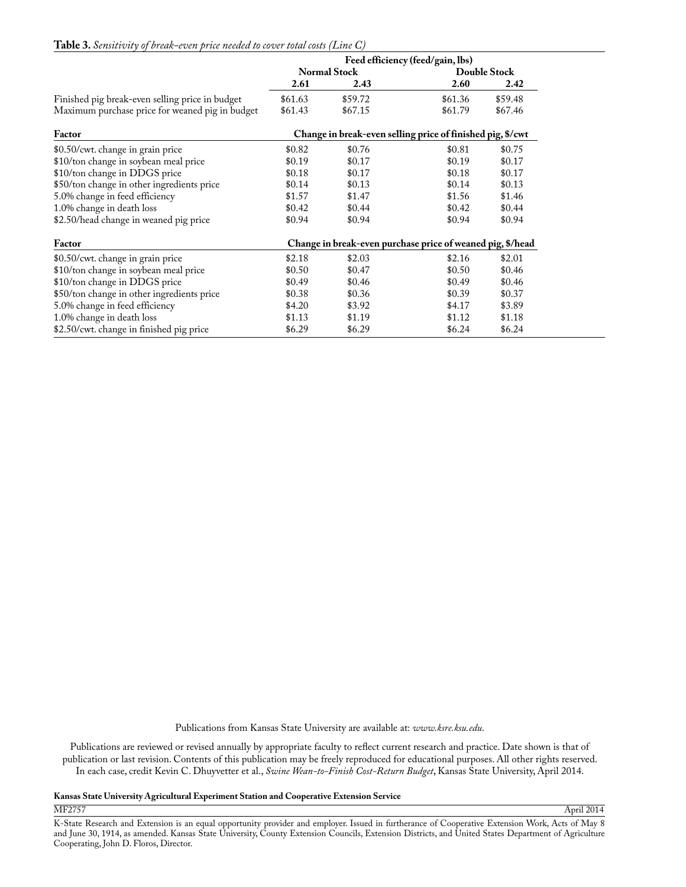**Table 3.** *Sensitivity of break-even price needed to cover total costs (Line C)*

| | Feed efficiency (feed/gain, lbs) | | | |
|---|---|---|---|---|
| | Normal Stock | | Double Stock | |
| | 2.61 | 2.43 | 2.60 | 2.42 |
| Finished pig break-even selling price in budget | $61.63 | $59.72 | $61.36 | $59.48 |
| Maximum purchase price for weaned pig in budget | $61.43 | $67.15 | $61.79 | $67.46 |
| **Factor** | **Change in break-even selling price of finished pig, $/cwt** | | | |
| $0.50/cwt. change in grain price | $0.82 | $0.76 | $0.81 | $0.75 |
| $10/ton change in soybean meal price | $0.19 | $0.17 | $0.19 | $0.17 |
| $10/ton change in DDGS price | $0.18 | $0.17 | $0.18 | $0.17 |
| $50/ton change in other ingredients price | $0.14 | $0.13 | $0.14 | $0.13 |
| 5.0% change in feed efficiency | $1.57 | $1.47 | $1.56 | $1.46 |
| 1.0% change in death loss | $0.42 | $0.44 | $0.42 | $0.44 |
| $2.50/head change in weaned pig price | $0.94 | $0.94 | $0.94 | $0.94 |
| **Factor** | **Change in break-even purchase price of weaned pig, $/head** | | | |
| $0.50/cwt. change in grain price | $2.18 | $2.03 | $2.16 | $2.01 |
| $10/ton change in soybean meal price | $0.50 | $0.47 | $0.50 | $0.46 |
| $10/ton change in DDGS price | $0.49 | $0.46 | $0.49 | $0.46 |
| $50/ton change in other ingredients price | $0.38 | $0.36 | $0.39 | $0.37 |
| 5.0% change in feed efficiency | $4.20 | $3.92 | $4.17 | $3.89 |
| 1.0% change in death loss | $1.13 | $1.19 | $1.12 | $1.18 |
| $2.50/cwt. change in finished pig price | $6.29 | $6.29 | $6.24 | $6.24 |

Publications from Kansas State University are available at: *www.ksre.ksu.edu*.

Publications are reviewed or revised annually by appropriate faculty to reflect current research and practice. Date shown is that of publication or last revision. Contents of this publication may be freely reproduced for educational purposes. All other rights reserved. In each case, credit Kevin C. Dhuyvetter et al., *Swine Wean-to-Finish Cost-Return Budget*, Kansas State University, April 2014.

**Kansas State University Agricultural Experiment Station and Cooperative Extension Service**

MF2757 April 2014

K-State Research and Extension is an equal opportunity provider and employer. Issued in furtherance of Cooperative Extension Work, Acts of May 8 and June 30, 1914, as amended. Kansas State University, County Extension Councils, Extension Districts, and United States Department of Agriculture Cooperating, John D. Floros, Director.